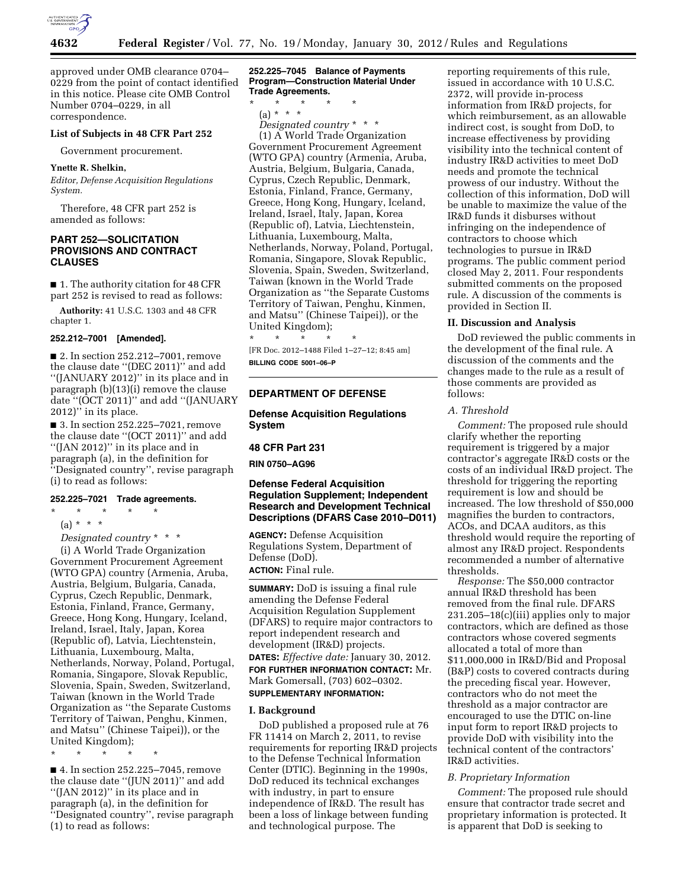approved under OMB clearance 0704–0229 from the point of contact identified in this notice. Please cite OMB Control Number 0704–0229, in all correspondence.

**List of Subjects in 48 CFR Part 252**

Government procurement.

**Ynette R. Shelkin,**
*Editor, Defense Acquisition Regulations System.*

Therefore, 48 CFR part 252 is amended as follows:

## PART 252—SOLICITATION PROVISIONS AND CONTRACT CLAUSES

■ 1. The authority citation for 48 CFR part 252 is revised to read as follows:

**Authority:** 41 U.S.C. 1303 and 48 CFR chapter 1.

**252.212–7001 [Amended].**

■ 2. In section 252.212–7001, remove the clause date ''(DEC 2011)'' and add ''(JANUARY 2012)'' in its place and in paragraph (b)(13)(i) remove the clause date ''(OCT 2011)'' and add ''(JANUARY 2012)'' in its place.

■ 3. In section 252.225–7021, remove the clause date ''(OCT 2011)'' and add ''(JAN 2012)'' in its place and in paragraph (a), in the definition for ''Designated country'', revise paragraph (i) to read as follows:

**252.225–7021 Trade agreements.**

\* \* \* \* \*

(a) \* \* \*

*Designated country* \* \* \*

(i) A World Trade Organization Government Procurement Agreement (WTO GPA) country (Armenia, Aruba, Austria, Belgium, Bulgaria, Canada, Cyprus, Czech Republic, Denmark, Estonia, Finland, France, Germany, Greece, Hong Kong, Hungary, Iceland, Ireland, Israel, Italy, Japan, Korea (Republic of), Latvia, Liechtenstein, Lithuania, Luxembourg, Malta, Netherlands, Norway, Poland, Portugal, Romania, Singapore, Slovak Republic, Slovenia, Spain, Sweden, Switzerland, Taiwan (known in the World Trade Organization as ''the Separate Customs Territory of Taiwan, Penghu, Kinmen, and Matsu'' (Chinese Taipei)), or the United Kingdom);

\* \* \* \* \*

■ 4. In section 252.225–7045, remove the clause date ''(JUN 2011)'' and add ''(JAN 2012)'' in its place and in paragraph (a), in the definition for ''Designated country'', revise paragraph (1) to read as follows:

**252.225–7045 Balance of Payments Program—Construction Material Under Trade Agreements.**

\* \* \* \* \*

(a) \* \* \*

*Designated country* \* \* \*

(1) A World Trade Organization Government Procurement Agreement (WTO GPA) country (Armenia, Aruba, Austria, Belgium, Bulgaria, Canada, Cyprus, Czech Republic, Denmark, Estonia, Finland, France, Germany, Greece, Hong Kong, Hungary, Iceland, Ireland, Israel, Italy, Japan, Korea (Republic of), Latvia, Liechtenstein, Lithuania, Luxembourg, Malta, Netherlands, Norway, Poland, Portugal, Romania, Singapore, Slovak Republic, Slovenia, Spain, Sweden, Switzerland, Taiwan (known in the World Trade Organization as ''the Separate Customs Territory of Taiwan, Penghu, Kinmen, and Matsu'' (Chinese Taipei)), or the United Kingdom);

\* \* \* \* \*

[FR Doc. 2012–1488 Filed 1–27–12; 8:45 am]

**BILLING CODE 5001–06–P**

---

## DEPARTMENT OF DEFENSE

## Defense Acquisition Regulations System

## 48 CFR Part 231

**RIN 0750–AG96**

## Defense Federal Acquisition Regulation Supplement; Independent Research and Development Technical Descriptions (DFARS Case 2010–D011)

**AGENCY:** Defense Acquisition Regulations System, Department of Defense (DoD).

**ACTION:** Final rule.

**SUMMARY:** DoD is issuing a final rule amending the Defense Federal Acquisition Regulation Supplement (DFARS) to require major contractors to report independent research and development (IR&D) projects.

**DATES:** *Effective date:* January 30, 2012.

**FOR FURTHER INFORMATION CONTACT:** Mr. Mark Gomersall, (703) 602–0302.

**SUPPLEMENTARY INFORMATION:**

### I. Background

DoD published a proposed rule at 76 FR 11414 on March 2, 2011, to revise requirements for reporting IR&D projects to the Defense Technical Information Center (DTIC). Beginning in the 1990s, DoD reduced its technical exchanges with industry, in part to ensure independence of IR&D. The result has been a loss of linkage between funding and technological purpose. The reporting requirements of this rule, issued in accordance with 10 U.S.C. 2372, will provide in-process information from IR&D projects, for which reimbursement, as an allowable indirect cost, is sought from DoD, to increase effectiveness by providing visibility into the technical content of industry IR&D activities to meet DoD needs and promote the technical prowess of our industry. Without the collection of this information, DoD will be unable to maximize the value of the IR&D funds it disburses without infringing on the independence of contractors to choose which technologies to pursue in IR&D programs. The public comment period closed May 2, 2011. Four respondents submitted comments on the proposed rule. A discussion of the comments is provided in Section II.

### II. Discussion and Analysis

DoD reviewed the public comments in the development of the final rule. A discussion of the comments and the changes made to the rule as a result of those comments are provided as follows:

*A. Threshold*

*Comment:* The proposed rule should clarify whether the reporting requirement is triggered by a major contractor's aggregate IR&D costs or the costs of an individual IR&D project. The threshold for triggering the reporting requirement is low and should be increased. The low threshold of $50,000 magnifies the burden to contractors, ACOs, and DCAA auditors, as this threshold would require the reporting of almost any IR&D project. Respondents recommended a number of alternative thresholds.

*Response:* The $50,000 contractor annual IR&D threshold has been removed from the final rule. DFARS 231.205–18(c)(iii) applies only to major contractors, which are defined as those contractors whose covered segments allocated a total of more than $11,000,000 in IR&D/Bid and Proposal (B&P) costs to covered contracts during the preceding fiscal year. However, contractors who do not meet the threshold as a major contractor are encouraged to use the DTIC on-line input form to report IR&D projects to provide DoD with visibility into the technical content of the contractors' IR&D activities.

*B. Proprietary Information*

*Comment:* The proposed rule should ensure that contractor trade secret and proprietary information is protected. It is apparent that DoD is seeking to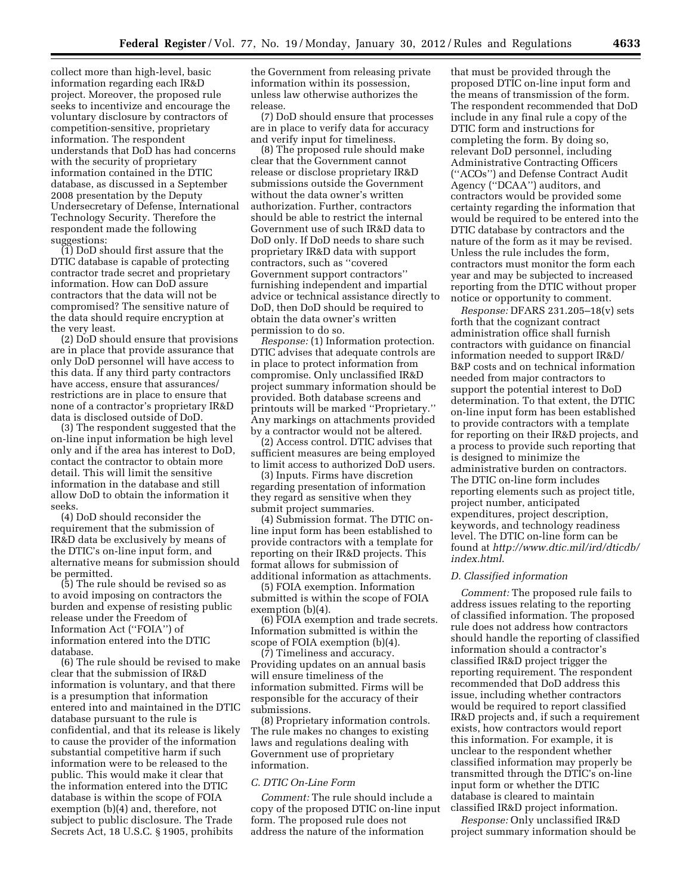collect more than high-level, basic information regarding each IR&D project. Moreover, the proposed rule seeks to incentivize and encourage the voluntary disclosure by contractors of competition-sensitive, proprietary information. The respondent understands that DoD has had concerns with the security of proprietary information contained in the DTIC database, as discussed in a September 2008 presentation by the Deputy Undersecretary of Defense, International Technology Security. Therefore the respondent made the following suggestions:

(1) DoD should first assure that the DTIC database is capable of protecting contractor trade secret and proprietary information. How can DoD assure contractors that the data will not be compromised? The sensitive nature of the data should require encryption at the very least.

(2) DoD should ensure that provisions are in place that provide assurance that only DoD personnel will have access to this data. If any third party contractors have access, ensure that assurances/restrictions are in place to ensure that none of a contractor's proprietary IR&D data is disclosed outside of DoD.

(3) The respondent suggested that the on-line input information be high level only and if the area has interest to DoD, contact the contractor to obtain more detail. This will limit the sensitive information in the database and still allow DoD to obtain the information it seeks.

(4) DoD should reconsider the requirement that the submission of IR&D data be exclusively by means of the DTIC's on-line input form, and alternative means for submission should be permitted.

(5) The rule should be revised so as to avoid imposing on contractors the burden and expense of resisting public release under the Freedom of Information Act ("FOIA") of information entered into the DTIC database.

(6) The rule should be revised to make clear that the submission of IR&D information is voluntary, and that there is a presumption that information entered into and maintained in the DTIC database pursuant to the rule is confidential, and that its release is likely to cause the provider of the information substantial competitive harm if such information were to be released to the public. This would make it clear that the information entered into the DTIC database is within the scope of FOIA exemption (b)(4) and, therefore, not subject to public disclosure. The Trade Secrets Act, 18 U.S.C. § 1905, prohibits the Government from releasing private information within its possession, unless law otherwise authorizes the release.

(7) DoD should ensure that processes are in place to verify data for accuracy and verify input for timeliness.

(8) The proposed rule should make clear that the Government cannot release or disclose proprietary IR&D submissions outside the Government without the data owner's written authorization. Further, contractors should be able to restrict the internal Government use of such IR&D data to DoD only. If DoD needs to share such proprietary IR&D data with support contractors, such as "covered Government support contractors" furnishing independent and impartial advice or technical assistance directly to DoD, then DoD should be required to obtain the data owner's written permission to do so.

*Response:* (1) Information protection. DTIC advises that adequate controls are in place to protect information from compromise. Only unclassified IR&D project summary information should be provided. Both database screens and printouts will be marked "Proprietary." Any markings on attachments provided by a contractor would not be altered.

(2) Access control. DTIC advises that sufficient measures are being employed to limit access to authorized DoD users.

(3) Inputs. Firms have discretion regarding presentation of information they regard as sensitive when they submit project summaries.

(4) Submission format. The DTIC on-line input form has been established to provide contractors with a template for reporting on their IR&D projects. This format allows for submission of additional information as attachments.

(5) FOIA exemption. Information submitted is within the scope of FOIA exemption (b)(4).

(6) FOIA exemption and trade secrets. Information submitted is within the scope of FOIA exemption (b)(4).

(7) Timeliness and accuracy. Providing updates on an annual basis will ensure timeliness of the information submitted. Firms will be responsible for the accuracy of their submissions.

(8) Proprietary information controls. The rule makes no changes to existing laws and regulations dealing with Government use of proprietary information.

### *C. DTIC On-Line Form*

*Comment:* The rule should include a copy of the proposed DTIC on-line input form. The proposed rule does not address the nature of the information that must be provided through the proposed DTIC on-line input form and the means of transmission of the form. The respondent recommended that DoD include in any final rule a copy of the DTIC form and instructions for completing the form. By doing so, relevant DoD personnel, including Administrative Contracting Officers ("ACOs") and Defense Contract Audit Agency ("DCAA") auditors, and contractors would be provided some certainty regarding the information that would be required to be entered into the DTIC database by contractors and the nature of the form as it may be revised. Unless the rule includes the form, contractors must monitor the form each year and may be subjected to increased reporting from the DTIC without proper notice or opportunity to comment.

*Response:* DFARS 231.205–18(v) sets forth that the cognizant contract administration office shall furnish contractors with guidance on financial information needed to support IR&D/B&P costs and on technical information needed from major contractors to support the potential interest to DoD determination. To that extent, the DTIC on-line input form has been established to provide contractors with a template for reporting on their IR&D projects, and a process to provide such reporting that is designed to minimize the administrative burden on contractors. The DTIC on-line form includes reporting elements such as project title, project number, anticipated expenditures, project description, keywords, and technology readiness level. The DTIC on-line form can be found at *http://www.dtic.mil/ird/dticdb/index.html*.

### *D. Classified information*

*Comment:* The proposed rule fails to address issues relating to the reporting of classified information. The proposed rule does not address how contractors should handle the reporting of classified information should a contractor's classified IR&D project trigger the reporting requirement. The respondent recommended that DoD address this issue, including whether contractors would be required to report classified IR&D projects and, if such a requirement exists, how contractors would report this information. For example, it is unclear to the respondent whether classified information may properly be transmitted through the DTIC's on-line input form or whether the DTIC database is cleared to maintain classified IR&D project information.

*Response:* Only unclassified IR&D project summary information should be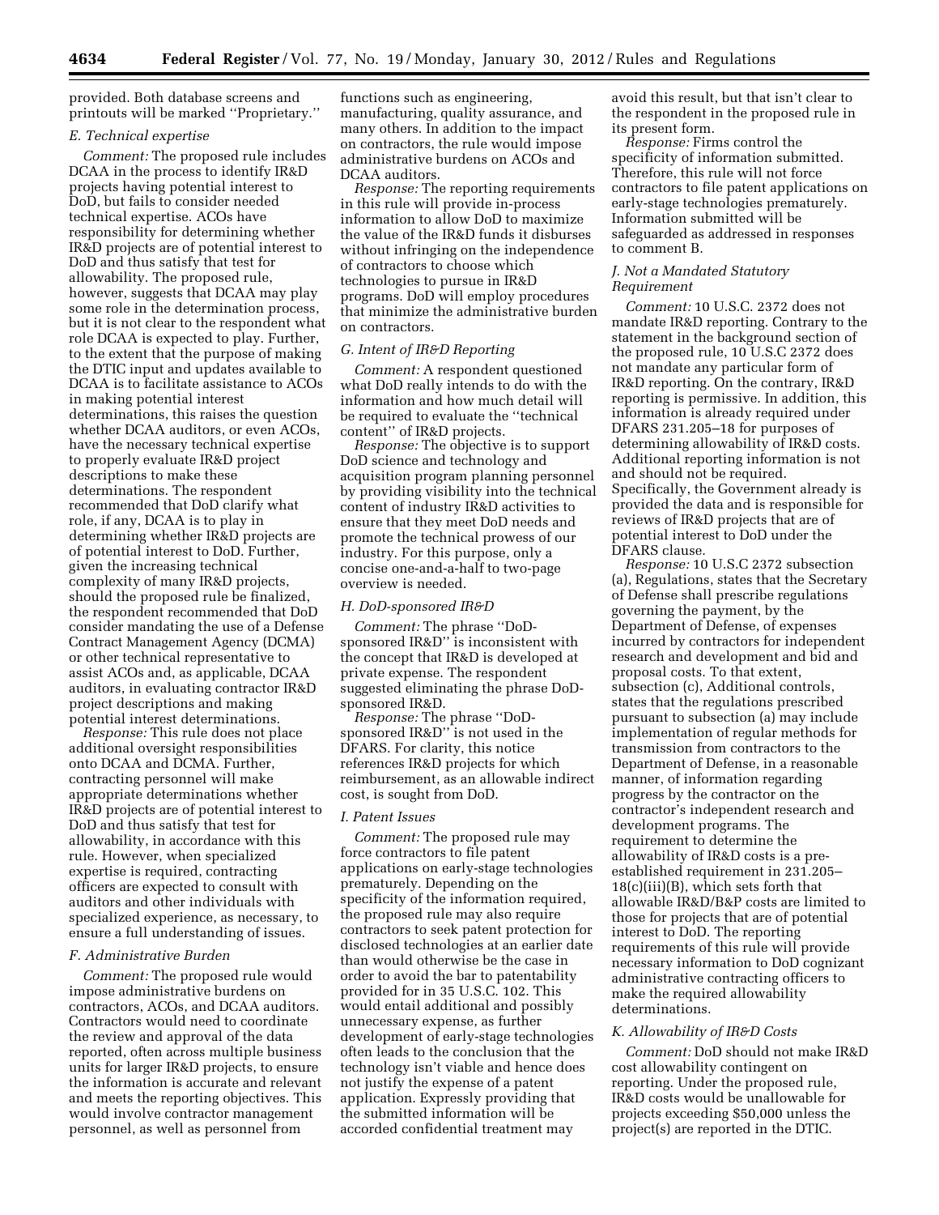provided. Both database screens and printouts will be marked ''Proprietary.''

### E. Technical expertise

*Comment:* The proposed rule includes DCAA in the process to identify IR&D projects having potential interest to DoD, but fails to consider needed technical expertise. ACOs have responsibility for determining whether IR&D projects are of potential interest to DoD and thus satisfy that test for allowability. The proposed rule, however, suggests that DCAA may play some role in the determination process, but it is not clear to the respondent what role DCAA is expected to play. Further, to the extent that the purpose of making the DTIC input and updates available to DCAA is to facilitate assistance to ACOs in making potential interest determinations, this raises the question whether DCAA auditors, or even ACOs, have the necessary technical expertise to properly evaluate IR&D project descriptions to make these determinations. The respondent recommended that DoD clarify what role, if any, DCAA is to play in determining whether IR&D projects are of potential interest to DoD. Further, given the increasing technical complexity of many IR&D projects, should the proposed rule be finalized, the respondent recommended that DoD consider mandating the use of a Defense Contract Management Agency (DCMA) or other technical representative to assist ACOs and, as applicable, DCAA auditors, in evaluating contractor IR&D project descriptions and making potential interest determinations.

*Response:* This rule does not place additional oversight responsibilities onto DCAA and DCMA. Further, contracting personnel will make appropriate determinations whether IR&D projects are of potential interest to DoD and thus satisfy that test for allowability, in accordance with this rule. However, when specialized expertise is required, contracting officers are expected to consult with auditors and other individuals with specialized experience, as necessary, to ensure a full understanding of issues.

### F. Administrative Burden

*Comment:* The proposed rule would impose administrative burdens on contractors, ACOs, and DCAA auditors. Contractors would need to coordinate the review and approval of the data reported, often across multiple business units for larger IR&D projects, to ensure the information is accurate and relevant and meets the reporting objectives. This would involve contractor management personnel, as well as personnel from functions such as engineering, manufacturing, quality assurance, and many others. In addition to the impact on contractors, the rule would impose administrative burdens on ACOs and DCAA auditors.

*Response:* The reporting requirements in this rule will provide in-process information to allow DoD to maximize the value of the IR&D funds it disburses without infringing on the independence of contractors to choose which technologies to pursue in IR&D programs. DoD will employ procedures that minimize the administrative burden on contractors.

### G. Intent of IR&D Reporting

*Comment:* A respondent questioned what DoD really intends to do with the information and how much detail will be required to evaluate the ''technical content'' of IR&D projects.

*Response:* The objective is to support DoD science and technology and acquisition program planning personnel by providing visibility into the technical content of industry IR&D activities to ensure that they meet DoD needs and promote the technical prowess of our industry. For this purpose, only a concise one-and-a-half to two-page overview is needed.

### H. DoD-sponsored IR&D

*Comment:* The phrase ''DoD-sponsored IR&D'' is inconsistent with the concept that IR&D is developed at private expense. The respondent suggested eliminating the phrase DoD-sponsored IR&D.

*Response:* The phrase ''DoD-sponsored IR&D'' is not used in the DFARS. For clarity, this notice references IR&D projects for which reimbursement, as an allowable indirect cost, is sought from DoD.

### I. Patent Issues

*Comment:* The proposed rule may force contractors to file patent applications on early-stage technologies prematurely. Depending on the specificity of the information required, the proposed rule may also require contractors to seek patent protection for disclosed technologies at an earlier date than would otherwise be the case in order to avoid the bar to patentability provided for in 35 U.S.C. 102. This would entail additional and possibly unnecessary expense, as further development of early-stage technologies often leads to the conclusion that the technology isn't viable and hence does not justify the expense of a patent application. Expressly providing that the submitted information will be accorded confidential treatment may avoid this result, but that isn't clear to the respondent in the proposed rule in its present form.

*Response:* Firms control the specificity of information submitted. Therefore, this rule will not force contractors to file patent applications on early-stage technologies prematurely. Information submitted will be safeguarded as addressed in responses to comment B.

### J. Not a Mandated Statutory Requirement

*Comment:* 10 U.S.C. 2372 does not mandate IR&D reporting. Contrary to the statement in the background section of the proposed rule, 10 U.S.C 2372 does not mandate any particular form of IR&D reporting. On the contrary, IR&D reporting is permissive. In addition, this information is already required under DFARS 231.205–18 for purposes of determining allowability of IR&D costs. Additional reporting information is not and should not be required. Specifically, the Government already is provided the data and is responsible for reviews of IR&D projects that are of potential interest to DoD under the DFARS clause.

*Response:* 10 U.S.C 2372 subsection (a), Regulations, states that the Secretary of Defense shall prescribe regulations governing the payment, by the Department of Defense, of expenses incurred by contractors for independent research and development and bid and proposal costs. To that extent, subsection (c), Additional controls, states that the regulations prescribed pursuant to subsection (a) may include implementation of regular methods for transmission from contractors to the Department of Defense, in a reasonable manner, of information regarding progress by the contractor on the contractor's independent research and development programs. The requirement to determine the allowability of IR&D costs is a pre-established requirement in 231.205–18(c)(iii)(B), which sets forth that allowable IR&D/B&P costs are limited to those for projects that are of potential interest to DoD. The reporting requirements of this rule will provide necessary information to DoD cognizant administrative contracting officers to make the required allowability determinations.

### K. Allowability of IR&D Costs

*Comment:* DoD should not make IR&D cost allowability contingent on reporting. Under the proposed rule, IR&D costs would be unallowable for projects exceeding $50,000 unless the project(s) are reported in the DTIC.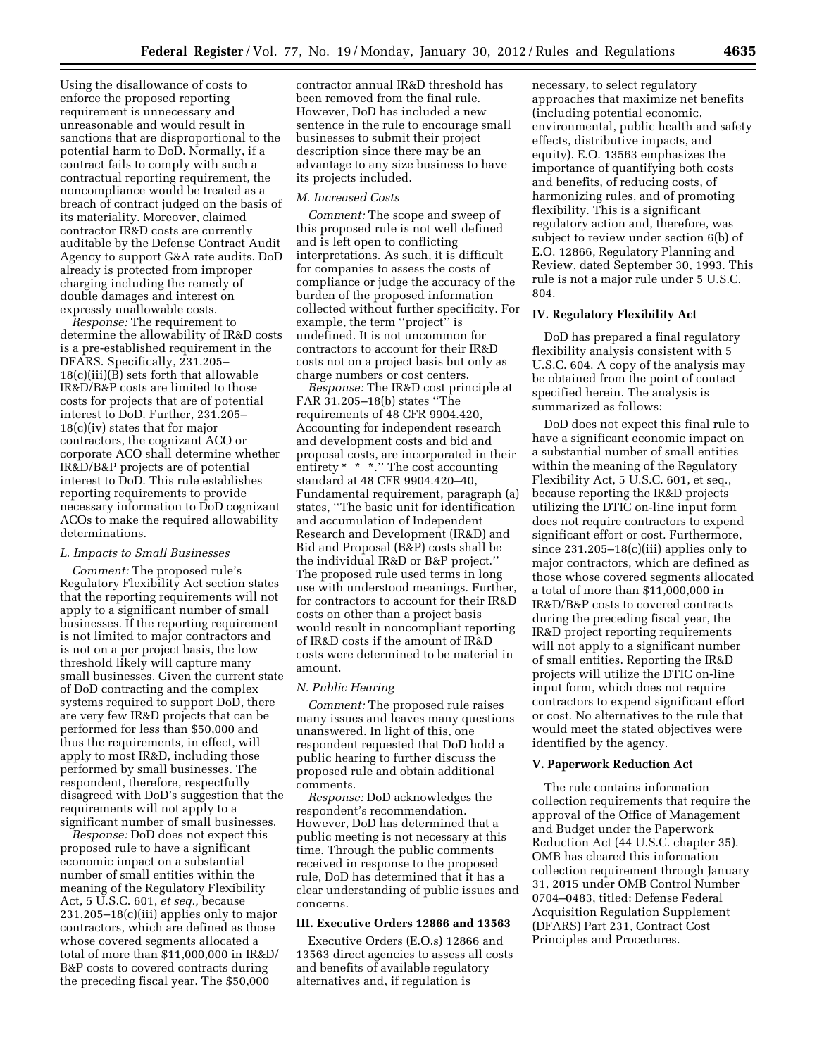Using the disallowance of costs to enforce the proposed reporting requirement is unnecessary and unreasonable and would result in sanctions that are disproportional to the potential harm to DoD. Normally, if a contract fails to comply with such a contractual reporting requirement, the noncompliance would be treated as a breach of contract judged on the basis of its materiality. Moreover, claimed contractor IR&D costs are currently auditable by the Defense Contract Audit Agency to support G&A rate audits. DoD already is protected from improper charging including the remedy of double damages and interest on expressly unallowable costs.

*Response:* The requirement to determine the allowability of IR&D costs is a pre-established requirement in the DFARS. Specifically, 231.205–18(c)(iii)(B) sets forth that allowable IR&D/B&P costs are limited to those costs for projects that are of potential interest to DoD. Further, 231.205–18(c)(iv) states that for major contractors, the cognizant ACO or corporate ACO shall determine whether IR&D/B&P projects are of potential interest to DoD. This rule establishes reporting requirements to provide necessary information to DoD cognizant ACOs to make the required allowability determinations.

### *L. Impacts to Small Businesses*

*Comment:* The proposed rule's Regulatory Flexibility Act section states that the reporting requirements will not apply to a significant number of small businesses. If the reporting requirement is not limited to major contractors and is not on a per project basis, the low threshold likely will capture many small businesses. Given the current state of DoD contracting and the complex systems required to support DoD, there are very few IR&D projects that can be performed for less than $50,000 and thus the requirements, in effect, will apply to most IR&D, including those performed by small businesses. The respondent, therefore, respectfully disagreed with DoD's suggestion that the requirements will not apply to a significant number of small businesses.

*Response:* DoD does not expect this proposed rule to have a significant economic impact on a substantial number of small entities within the meaning of the Regulatory Flexibility Act, 5 U.S.C. 601, *et seq.,* because 231.205–18(c)(iii) applies only to major contractors, which are defined as those whose covered segments allocated a total of more than $11,000,000 in IR&D/B&P costs to covered contracts during the preceding fiscal year. The $50,000 contractor annual IR&D threshold has been removed from the final rule. However, DoD has included a new sentence in the rule to encourage small businesses to submit their project description since there may be an advantage to any size business to have its projects included.

### *M. Increased Costs*

*Comment:* The scope and sweep of this proposed rule is not well defined and is left open to conflicting interpretations. As such, it is difficult for companies to assess the costs of compliance or judge the accuracy of the burden of the proposed information collected without further specificity. For example, the term ''project'' is undefined. It is not uncommon for contractors to account for their IR&D costs not on a project basis but only as charge numbers or cost centers.

*Response:* The IR&D cost principle at FAR 31.205–18(b) states ''The requirements of 48 CFR 9904.420, Accounting for independent research and development costs and bid and proposal costs, are incorporated in their entirety * * *.'' The cost accounting standard at 48 CFR 9904.420–40, Fundamental requirement, paragraph (a) states, ''The basic unit for identification and accumulation of Independent Research and Development (IR&D) and Bid and Proposal (B&P) costs shall be the individual IR&D or B&P project.'' The proposed rule used terms in long use with understood meanings. Further, for contractors to account for their IR&D costs on other than a project basis would result in noncompliant reporting of IR&D costs if the amount of IR&D costs were determined to be material in amount.

### *N. Public Hearing*

*Comment:* The proposed rule raises many issues and leaves many questions unanswered. In light of this, one respondent requested that DoD hold a public hearing to further discuss the proposed rule and obtain additional comments.

*Response:* DoD acknowledges the respondent's recommendation. However, DoD has determined that a public meeting is not necessary at this time. Through the public comments received in response to the proposed rule, DoD has determined that it has a clear understanding of public issues and concerns.

## III. Executive Orders 12866 and 13563

Executive Orders (E.O.s) 12866 and 13563 direct agencies to assess all costs and benefits of available regulatory alternatives and, if regulation is necessary, to select regulatory approaches that maximize net benefits (including potential economic, environmental, public health and safety effects, distributive impacts, and equity). E.O. 13563 emphasizes the importance of quantifying both costs and benefits, of reducing costs, of harmonizing rules, and of promoting flexibility. This is a significant regulatory action and, therefore, was subject to review under section 6(b) of E.O. 12866, Regulatory Planning and Review, dated September 30, 1993. This rule is not a major rule under 5 U.S.C. 804.

## IV. Regulatory Flexibility Act

DoD has prepared a final regulatory flexibility analysis consistent with 5 U.S.C. 604. A copy of the analysis may be obtained from the point of contact specified herein. The analysis is summarized as follows:

DoD does not expect this final rule to have a significant economic impact on a substantial number of small entities within the meaning of the Regulatory Flexibility Act, 5 U.S.C. 601, et seq., because reporting the IR&D projects utilizing the DTIC on-line input form does not require contractors to expend significant effort or cost. Furthermore, since 231.205–18(c)(iii) applies only to major contractors, which are defined as those whose covered segments allocated a total of more than $11,000,000 in IR&D/B&P costs to covered contracts during the preceding fiscal year, the IR&D project reporting requirements will not apply to a significant number of small entities. Reporting the IR&D projects will utilize the DTIC on-line input form, which does not require contractors to expend significant effort or cost. No alternatives to the rule that would meet the stated objectives were identified by the agency.

## V. Paperwork Reduction Act

The rule contains information collection requirements that require the approval of the Office of Management and Budget under the Paperwork Reduction Act (44 U.S.C. chapter 35). OMB has cleared this information collection requirement through January 31, 2015 under OMB Control Number 0704–0483, titled: Defense Federal Acquisition Regulation Supplement (DFARS) Part 231, Contract Cost Principles and Procedures.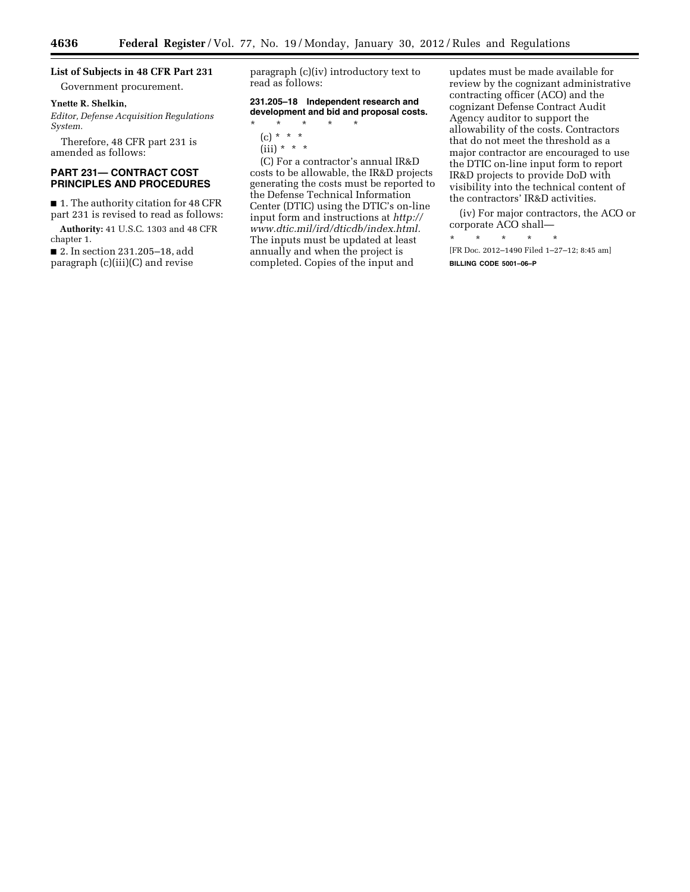## List of Subjects in 48 CFR Part 231

Government procurement.

**Ynette R. Shelkin,**

*Editor, Defense Acquisition Regulations System.*

Therefore, 48 CFR part 231 is amended as follows:

## PART 231— CONTRACT COST PRINCIPLES AND PROCEDURES

■ 1. The authority citation for 48 CFR part 231 is revised to read as follows:

**Authority:** 41 U.S.C. 1303 and 48 CFR chapter 1.

■ 2. In section 231.205–18, add paragraph (c)(iii)(C) and revise paragraph (c)(iv) introductory text to read as follows:

**231.205–18 Independent research and development and bid and proposal costs.**

\* \* \* \* \*

(c) \* \* \*

(iii) \* \* \*

(C) For a contractor's annual IR&D costs to be allowable, the IR&D projects generating the costs must be reported to the Defense Technical Information Center (DTIC) using the DTIC's on-line input form and instructions at *http://www.dtic.mil/ird/dticdb/index.html.* The inputs must be updated at least annually and when the project is completed. Copies of the input and updates must be made available for review by the cognizant administrative contracting officer (ACO) and the cognizant Defense Contract Audit Agency auditor to support the allowability of the costs. Contractors that do not meet the threshold as a major contractor are encouraged to use the DTIC on-line input form to report IR&D projects to provide DoD with visibility into the technical content of the contractors' IR&D activities.

(iv) For major contractors, the ACO or corporate ACO shall—

\* \* \* \* \*

[FR Doc. 2012–1490 Filed 1–27–12; 8:45 am]

**BILLING CODE 5001–06–P**